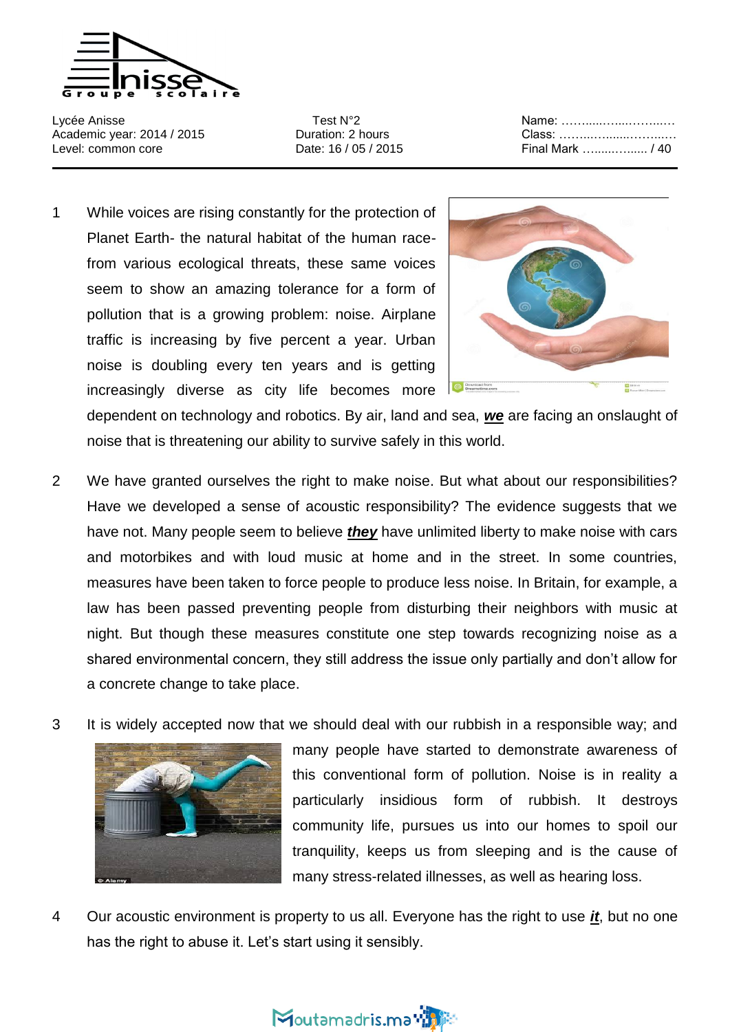Lycée Anisse
Academic year: 2014 / 2015
Level: common core

Test N°2
Duration: 2 hours
Date: 16 / 05 / 2015

Name: ……….…….…………..
Class: ……………………..…
Final Mark ……………. / 40

1 While voices are rising constantly for the protection of Planet Earth- the natural habitat of the human race- from various ecological threats, these same voices seem to show an amazing tolerance for a form of pollution that is a growing problem: noise. Airplane traffic is increasing by five percent a year. Urban noise is doubling every ten years and is getting increasingly diverse as city life becomes more dependent on technology and robotics. By air, land and sea, ***we*** are facing an onslaught of noise that is threatening our ability to survive safely in this world.

2 We have granted ourselves the right to make noise. But what about our responsibilities? Have we developed a sense of acoustic responsibility? The evidence suggests that we have not. Many people seem to believe ***they*** have unlimited liberty to make noise with cars and motorbikes and with loud music at home and in the street. In some countries, measures have been taken to force people to produce less noise. In Britain, for example, a law has been passed preventing people from disturbing their neighbors with music at night. But though these measures constitute one step towards recognizing noise as a shared environmental concern, they still address the issue only partially and don't allow for a concrete change to take place.

3 It is widely accepted now that we should deal with our rubbish in a responsible way; and many people have started to demonstrate awareness of this conventional form of pollution. Noise is in reality a particularly insidious form of rubbish. It destroys community life, pursues us into our homes to spoil our tranquility, keeps us from sleeping and is the cause of many stress-related illnesses, as well as hearing loss.

4 Our acoustic environment is property to us all. Everyone has the right to use ***it***, but no one has the right to abuse it. Let's start using it sensibly.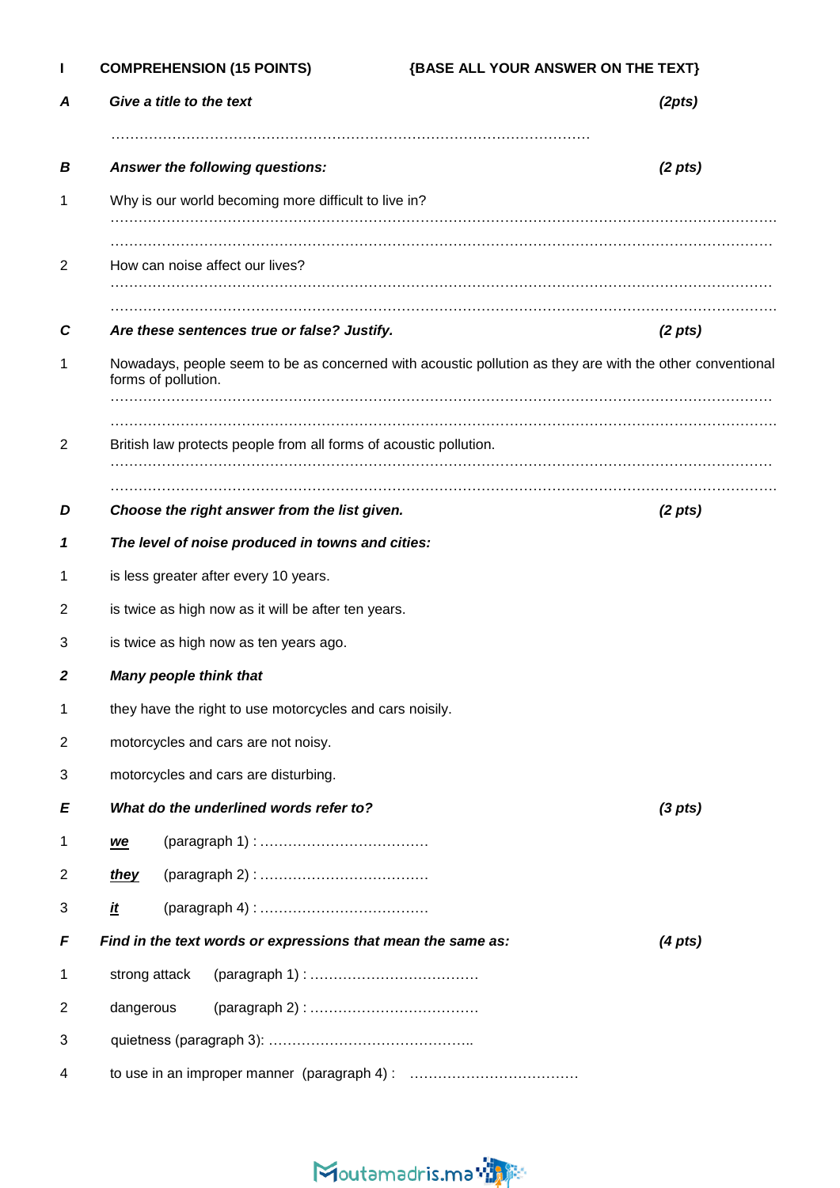**I COMPREHENSION (15 POINTS)** **{BASE ALL YOUR ANSWER ON THE TEXT}**

***A Give a title to the text*** ***(2pts)***

…………………………………………………………………………………………

***B Answer the following questions:*** ***(2 pts)***

1. Why is our world becoming more difficult to live in?

……………………………………………………………………………………………………………………………

……………………………………………………………………………………………………………………………

2. How can noise affect our lives?

……………………………………………………………………………………………………………………………

……………………………………………………………………………………………………………………………

***C Are these sentences true or false? Justify.*** ***(2 pts)***

1. Nowadays, people seem to be as concerned with acoustic pollution as they are with the other conventional forms of pollution.

……………………………………………………………………………………………………………………………

……………………………………………………………………………………………………………………………

2. British law protects people from all forms of acoustic pollution.

……………………………………………………………………………………………………………………………

……………………………………………………………………………………………………………………………

***D Choose the right answer from the list given.*** ***(2 pts)***

***1 The level of noise produced in towns and cities:***

1. is less greater after every 10 years.
2. is twice as high now as it will be after ten years.
3. is twice as high now as ten years ago.

***2 Many people think that***

1. they have the right to use motorcycles and cars noisily.
2. motorcycles and cars are not noisy.
3. motorcycles and cars are disturbing.

***E What do the underlined words refer to?*** ***(3 pts)***

1. ***we*** (paragraph 1) : ………………………………
2. ***they*** (paragraph 2) : ………………………………
3. ***it*** (paragraph 4) : ………………………………

***F Find in the text words or expressions that mean the same as:*** ***(4 pts)***

1. strong attack (paragraph 1) : ………………………………
2. dangerous (paragraph 2) : ………………………………
3. quietness (paragraph 3): ……………………………………..
4. to use in an improper manner (paragraph 4) : ………………………………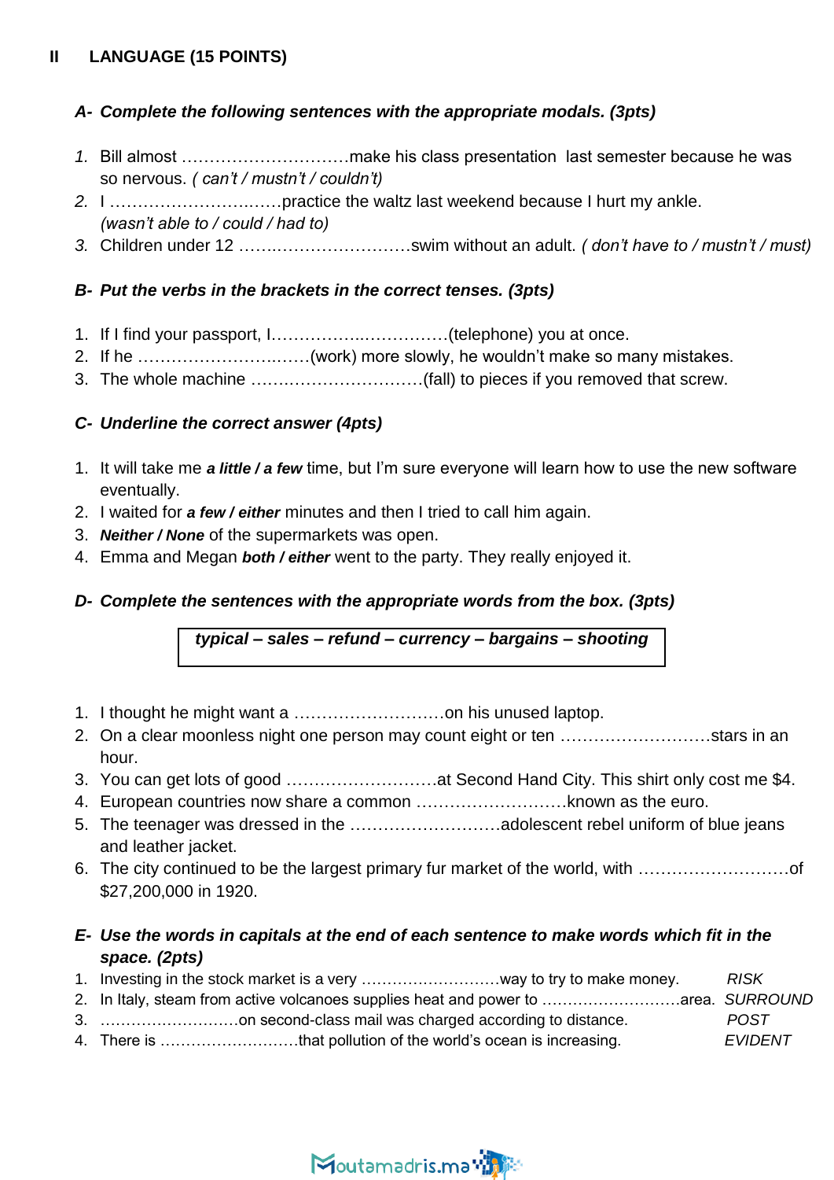## II LANGUAGE (15 POINTS)

### *A- Complete the following sentences with the appropriate modals. (3pts)*

1. Bill almost ………………………….make his class presentation last semester because he was so nervous. *( can't / mustn't / couldn't)*
2. I ………………………….practice the waltz last weekend because I hurt my ankle. *(wasn't able to / could / had to)*
3. Children under 12 ………………………….swim without an adult. *( don't have to / mustn't / must)*

### *B- Put the verbs in the brackets in the correct tenses. (3pts)*

1. If I find your passport, I………………………….(telephone) you at once.
2. If he ………………………….(work) more slowly, he wouldn't make so many mistakes.
3. The whole machine ………………………….(fall) to pieces if you removed that screw.

### *C- Underline the correct answer (4pts)*

1. It will take me ***a little / a few*** time, but I'm sure everyone will learn how to use the new software eventually.
2. I waited for ***a few / either*** minutes and then I tried to call him again.
3. ***Neither / None*** of the supermarkets was open.
4. Emma and Megan ***both / either*** went to the party. They really enjoyed it.

### *D- Complete the sentences with the appropriate words from the box. (3pts)*

| ***typical – sales – refund – currency – bargains – shooting*** |
|---|

1. I thought he might want a ………………………on his unused laptop.
2. On a clear moonless night one person may count eight or ten ………………………stars in an hour.
3. You can get lots of good ………………………at Second Hand City. This shirt only cost me $4.
4. European countries now share a common ………………………known as the euro.
5. The teenager was dressed in the ………………………adolescent rebel uniform of blue jeans and leather jacket.
6. The city continued to be the largest primary fur market of the world, with ………………………of $27,200,000 in 1920.

### *E- Use the words in capitals at the end of each sentence to make words which fit in the space. (2pts)*

1. Investing in the stock market is a very ………………………way to try to make money. *RISK*
2. In Italy, steam from active volcanoes supplies heat and power to ………………………area. *SURROUND*
3. ………………………on second-class mail was charged according to distance. *POST*
4. There is ………………………that pollution of the world's ocean is increasing. *EVIDENT*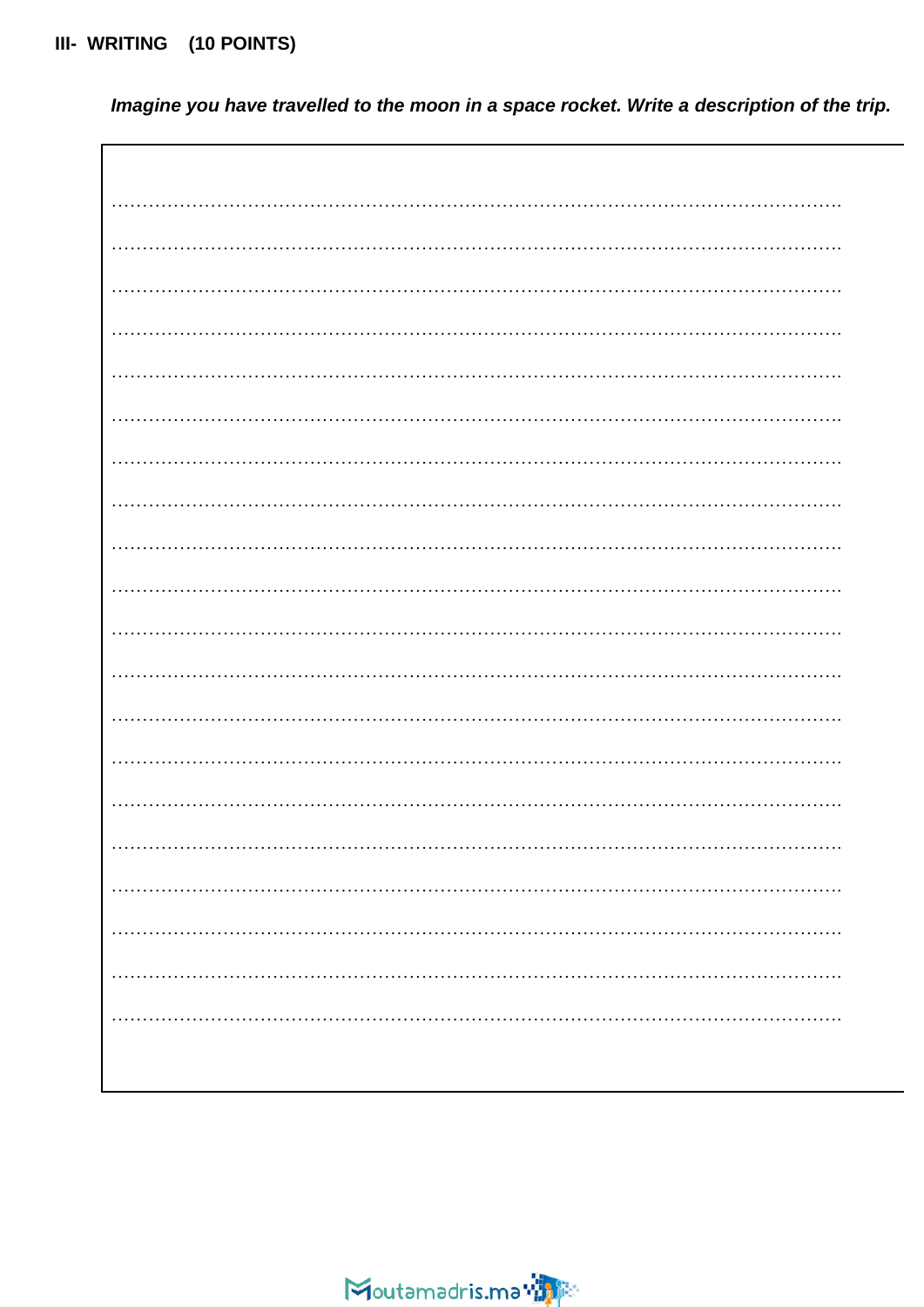**III- WRITING (10 POINTS)**

***Imagine you have travelled to the moon in a space rocket. Write a description of the trip.***

……………………………………………………………………………………………………………

……………………………………………………………………………………………………………

……………………………………………………………………………………………………………

……………………………………………………………………………………………………………

……………………………………………………………………………………………………………

……………………………………………………………………………………………………………

……………………………………………………………………………………………………………

……………………………………………………………………………………………………………

……………………………………………………………………………………………………………

……………………………………………………………………………………………………………

……………………………………………………………………………………………………………

……………………………………………………………………………………………………………

……………………………………………………………………………………………………………

……………………………………………………………………………………………………………

……………………………………………………………………………………………………………

……………………………………………………………………………………………………………

……………………………………………………………………………………………………………

……………………………………………………………………………………………………………

……………………………………………………………………………………………………………

……………………………………………………………………………………………………………